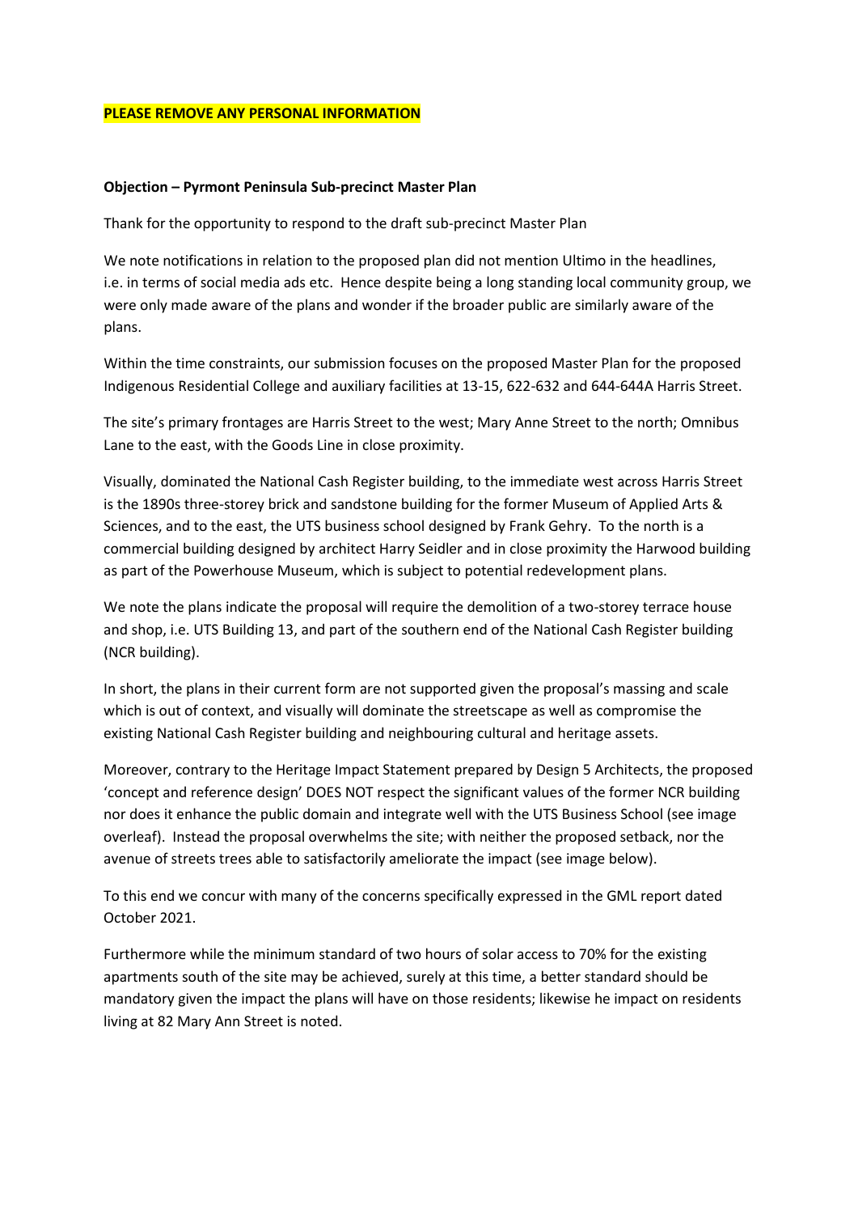**PLEASE REMOVE ANY PERSONAL INFORMATION**

**Objection – Pyrmont Peninsula Sub-precinct Master Plan**

Thank for the opportunity to respond to the draft sub-precinct Master Plan

We note notifications in relation to the proposed plan did not mention Ultimo in the headlines, i.e. in terms of social media ads etc. Hence despite being a long standing local community group, we were only made aware of the plans and wonder if the broader public are similarly aware of the plans.

Within the time constraints, our submission focuses on the proposed Master Plan for the proposed Indigenous Residential College and auxiliary facilities at 13-15, 622-632 and 644-644A Harris Street.

The site's primary frontages are Harris Street to the west; Mary Anne Street to the north; Omnibus Lane to the east, with the Goods Line in close proximity.

Visually, dominated the National Cash Register building, to the immediate west across Harris Street is the 1890s three-storey brick and sandstone building for the former Museum of Applied Arts & Sciences, and to the east, the UTS business school designed by Frank Gehry. To the north is a commercial building designed by architect Harry Seidler and in close proximity the Harwood building as part of the Powerhouse Museum, which is subject to potential redevelopment plans.

We note the plans indicate the proposal will require the demolition of a two-storey terrace house and shop, i.e. UTS Building 13, and part of the southern end of the National Cash Register building (NCR building).

In short, the plans in their current form are not supported given the proposal's massing and scale which is out of context, and visually will dominate the streetscape as well as compromise the existing National Cash Register building and neighbouring cultural and heritage assets.

Moreover, contrary to the Heritage Impact Statement prepared by Design 5 Architects, the proposed 'concept and reference design' DOES NOT respect the significant values of the former NCR building nor does it enhance the public domain and integrate well with the UTS Business School (see image overleaf). Instead the proposal overwhelms the site; with neither the proposed setback, nor the avenue of streets trees able to satisfactorily ameliorate the impact (see image below).

To this end we concur with many of the concerns specifically expressed in the GML report dated October 2021.

Furthermore while the minimum standard of two hours of solar access to 70% for the existing apartments south of the site may be achieved, surely at this time, a better standard should be mandatory given the impact the plans will have on those residents; likewise he impact on residents living at 82 Mary Ann Street is noted.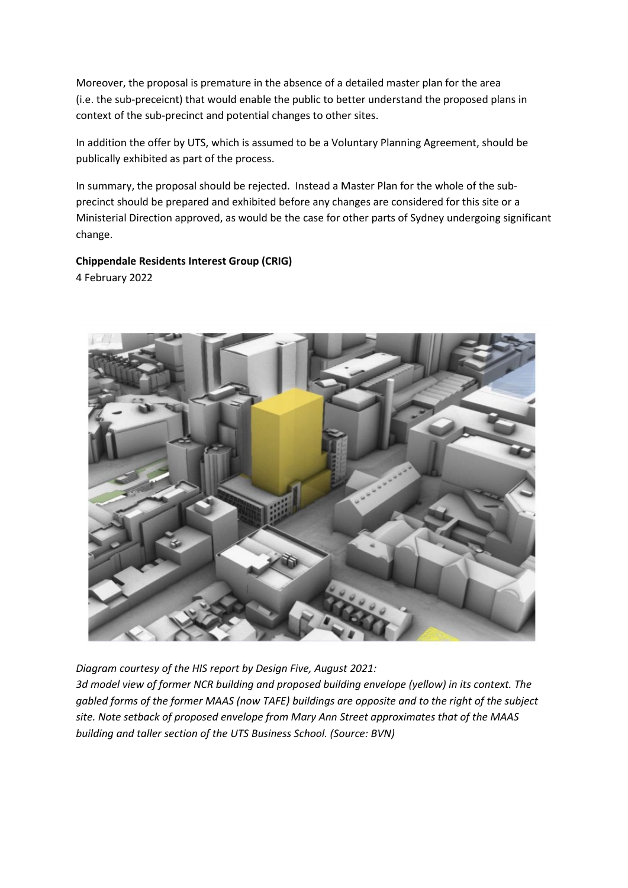Moreover, the proposal is premature in the absence of a detailed master plan for the area (i.e. the sub-preceicnt) that would enable the public to better understand the proposed plans in context of the sub-precinct and potential changes to other sites.

In addition the offer by UTS, which is assumed to be a Voluntary Planning Agreement, should be publically exhibited as part of the process.

In summary, the proposal should be rejected. Instead a Master Plan for the whole of the sub-precinct should be prepared and exhibited before any changes are considered for this site or a Ministerial Direction approved, as would be the case for other parts of Sydney undergoing significant change.

**Chippendale Residents Interest Group (CRIG)**
4 February 2022

*Diagram courtesy of the HIS report by Design Five, August 2021:*
*3d model view of former NCR building and proposed building envelope (yellow) in its context. The gabled forms of the former MAAS (now TAFE) buildings are opposite and to the right of the subject site. Note setback of proposed envelope from Mary Ann Street approximates that of the MAAS building and taller section of the UTS Business School. (Source: BVN)*